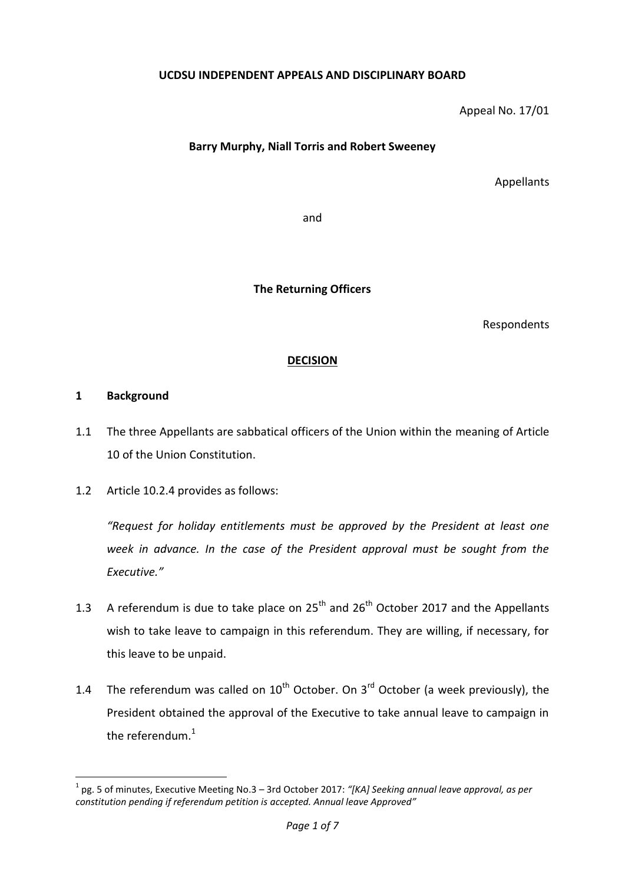**UCDSU INDEPENDENT APPEALS AND DISCIPLINARY BOARD**

Appeal No. 17/01

**Barry Murphy, Niall Torris and Robert Sweeney**

Appellants

and

**The Returning Officers**

Respondents

**DECISION**

## 1 Background

1.1 The three Appellants are sabbatical officers of the Union within the meaning of Article 10 of the Union Constitution.

1.2 Article 10.2.4 provides as follows:

*"Request for holiday entitlements must be approved by the President at least one week in advance. In the case of the President approval must be sought from the Executive."*

1.3 A referendum is due to take place on 25th and 26th October 2017 and the Appellants wish to take leave to campaign in this referendum. They are willing, if necessary, for this leave to be unpaid.

1.4 The referendum was called on 10th October. On 3rd October (a week previously), the President obtained the approval of the Executive to take annual leave to campaign in the referendum.[1]

[1] pg. 5 of minutes, Executive Meeting No.3 – 3rd October 2017: *"[KA] Seeking annual leave approval, as per constitution pending if referendum petition is accepted. Annual leave Approved"*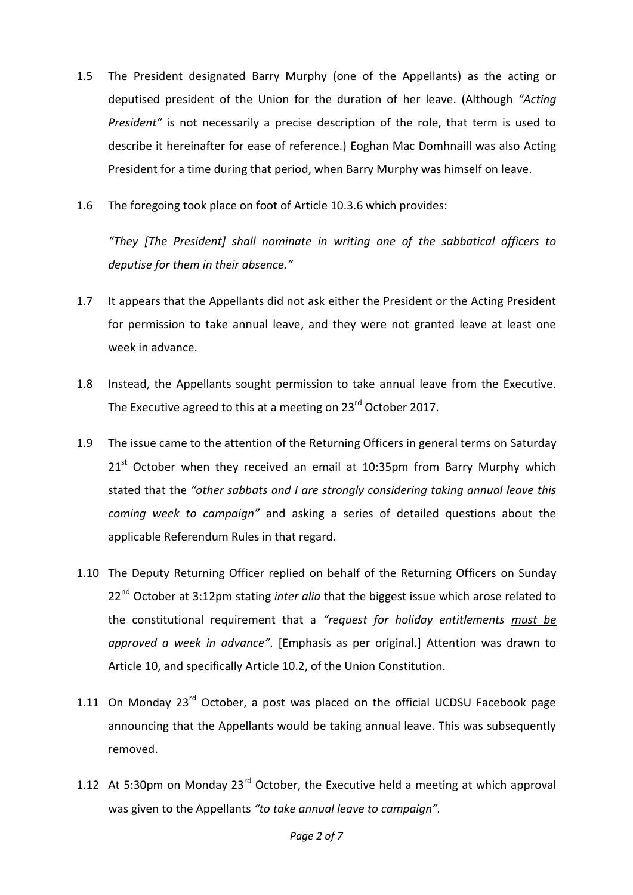1.5 The President designated Barry Murphy (one of the Appellants) as the acting or deputised president of the Union for the duration of her leave. (Although *"Acting President"* is not necessarily a precise description of the role, that term is used to describe it hereinafter for ease of reference.) Eoghan Mac Domhnaill was also Acting President for a time during that period, when Barry Murphy was himself on leave.

1.6 The foregoing took place on foot of Article 10.3.6 which provides:

*"They [The President] shall nominate in writing one of the sabbatical officers to deputise for them in their absence."*

1.7 It appears that the Appellants did not ask either the President or the Acting President for permission to take annual leave, and they were not granted leave at least one week in advance.

1.8 Instead, the Appellants sought permission to take annual leave from the Executive. The Executive agreed to this at a meeting on 23rd October 2017.

1.9 The issue came to the attention of the Returning Officers in general terms on Saturday 21st October when they received an email at 10:35pm from Barry Murphy which stated that the *"other sabbats and I are strongly considering taking annual leave this coming week to campaign"* and asking a series of detailed questions about the applicable Referendum Rules in that regard.

1.10 The Deputy Returning Officer replied on behalf of the Returning Officers on Sunday 22nd October at 3:12pm stating *inter alia* that the biggest issue which arose related to the constitutional requirement that a *"request for holiday entitlements <u>must be approved a week in advance</u>"*. [Emphasis as per original.] Attention was drawn to Article 10, and specifically Article 10.2, of the Union Constitution.

1.11 On Monday 23rd October, a post was placed on the official UCDSU Facebook page announcing that the Appellants would be taking annual leave. This was subsequently removed.

1.12 At 5:30pm on Monday 23rd October, the Executive held a meeting at which approval was given to the Appellants *"to take annual leave to campaign"*.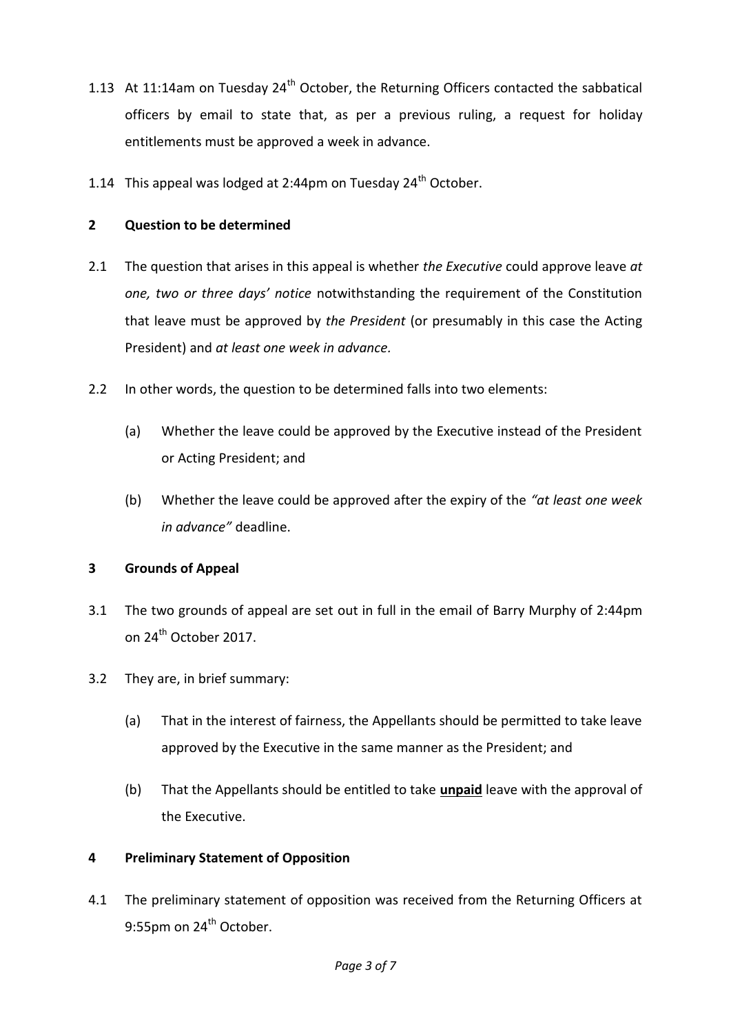1.13 At 11:14am on Tuesday 24th October, the Returning Officers contacted the sabbatical officers by email to state that, as per a previous ruling, a request for holiday entitlements must be approved a week in advance.

1.14 This appeal was lodged at 2:44pm on Tuesday 24th October.

## 2 Question to be determined

2.1 The question that arises in this appeal is whether *the Executive* could approve leave *at one, two or three days' notice* notwithstanding the requirement of the Constitution that leave must be approved by *the President* (or presumably in this case the Acting President) and *at least one week in advance.*

2.2 In other words, the question to be determined falls into two elements:

(a) Whether the leave could be approved by the Executive instead of the President or Acting President; and

(b) Whether the leave could be approved after the expiry of the *"at least one week in advance"* deadline.

## 3 Grounds of Appeal

3.1 The two grounds of appeal are set out in full in the email of Barry Murphy of 2:44pm on 24th October 2017.

3.2 They are, in brief summary:

(a) That in the interest of fairness, the Appellants should be permitted to take leave approved by the Executive in the same manner as the President; and

(b) That the Appellants should be entitled to take **unpaid** leave with the approval of the Executive.

## 4 Preliminary Statement of Opposition

4.1 The preliminary statement of opposition was received from the Returning Officers at 9:55pm on 24th October.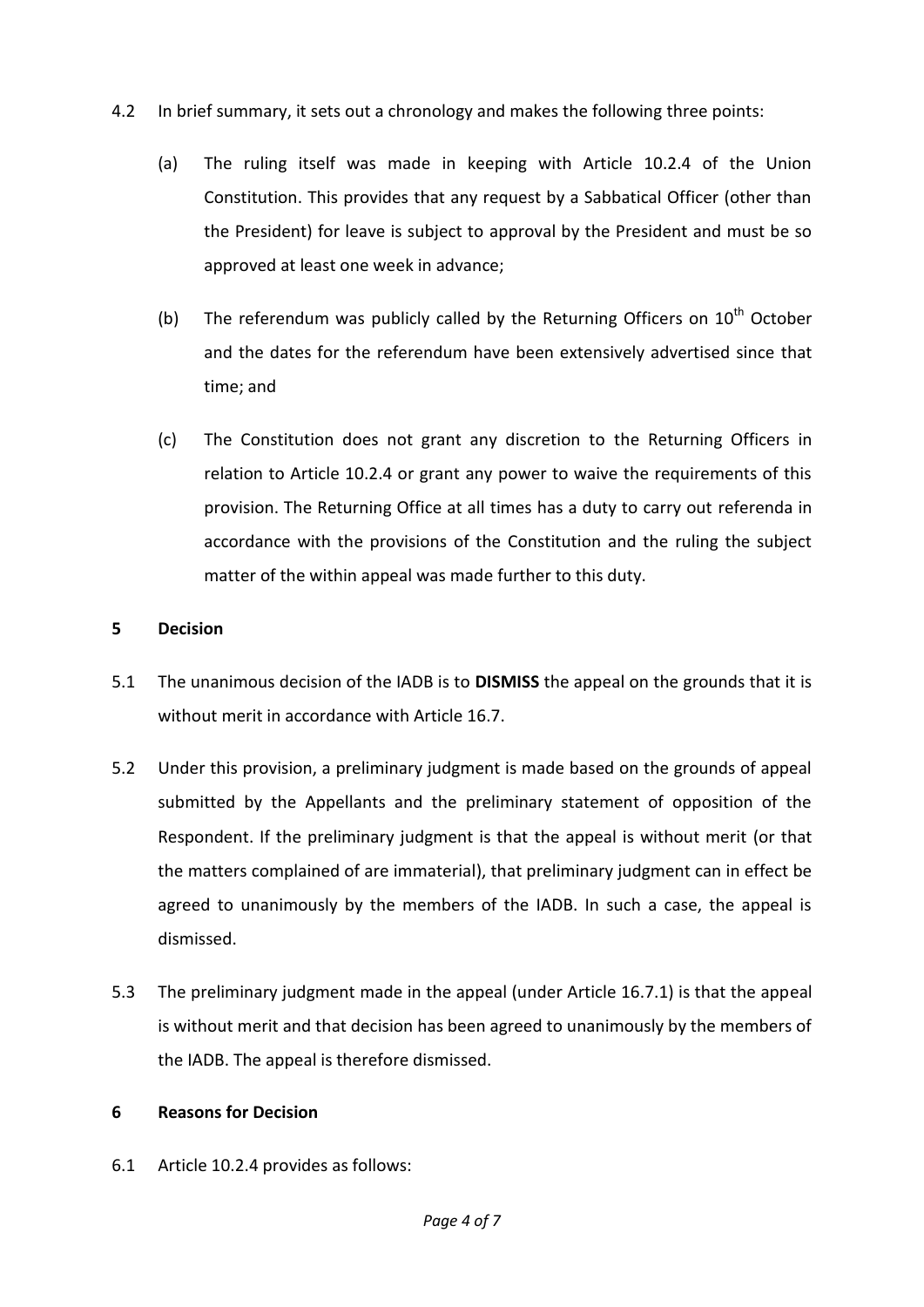4.2 In brief summary, it sets out a chronology and makes the following three points:

(a) The ruling itself was made in keeping with Article 10.2.4 of the Union Constitution. This provides that any request by a Sabbatical Officer (other than the President) for leave is subject to approval by the President and must be so approved at least one week in advance;

(b) The referendum was publicly called by the Returning Officers on 10th October and the dates for the referendum have been extensively advertised since that time; and

(c) The Constitution does not grant any discretion to the Returning Officers in relation to Article 10.2.4 or grant any power to waive the requirements of this provision. The Returning Office at all times has a duty to carry out referenda in accordance with the provisions of the Constitution and the ruling the subject matter of the within appeal was made further to this duty.

## 5 Decision

5.1 The unanimous decision of the IADB is to **DISMISS** the appeal on the grounds that it is without merit in accordance with Article 16.7.

5.2 Under this provision, a preliminary judgment is made based on the grounds of appeal submitted by the Appellants and the preliminary statement of opposition of the Respondent. If the preliminary judgment is that the appeal is without merit (or that the matters complained of are immaterial), that preliminary judgment can in effect be agreed to unanimously by the members of the IADB. In such a case, the appeal is dismissed.

5.3 The preliminary judgment made in the appeal (under Article 16.7.1) is that the appeal is without merit and that decision has been agreed to unanimously by the members of the IADB. The appeal is therefore dismissed.

## 6 Reasons for Decision

6.1 Article 10.2.4 provides as follows: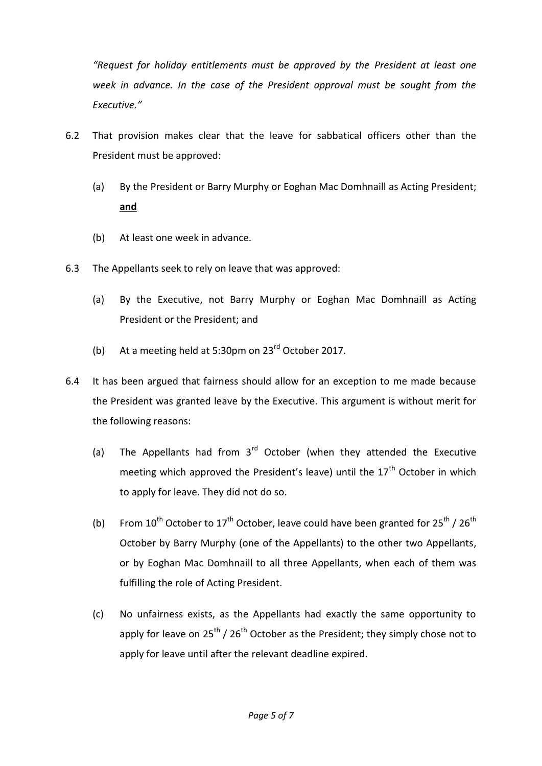*"Request for holiday entitlements must be approved by the President at least one week in advance. In the case of the President approval must be sought from the Executive."*

6.2 That provision makes clear that the leave for sabbatical officers other than the President must be approved:

(a) By the President or Barry Murphy or Eoghan Mac Domhnaill as Acting President; **and**

(b) At least one week in advance.

6.3 The Appellants seek to rely on leave that was approved:

(a) By the Executive, not Barry Murphy or Eoghan Mac Domhnaill as Acting President or the President; and

(b) At a meeting held at 5:30pm on 23rd October 2017.

6.4 It has been argued that fairness should allow for an exception to me made because the President was granted leave by the Executive. This argument is without merit for the following reasons:

(a) The Appellants had from 3rd October (when they attended the Executive meeting which approved the President's leave) until the 17th October in which to apply for leave. They did not do so.

(b) From 10th October to 17th October, leave could have been granted for 25th / 26th October by Barry Murphy (one of the Appellants) to the other two Appellants, or by Eoghan Mac Domhnaill to all three Appellants, when each of them was fulfilling the role of Acting President.

(c) No unfairness exists, as the Appellants had exactly the same opportunity to apply for leave on 25th / 26th October as the President; they simply chose not to apply for leave until after the relevant deadline expired.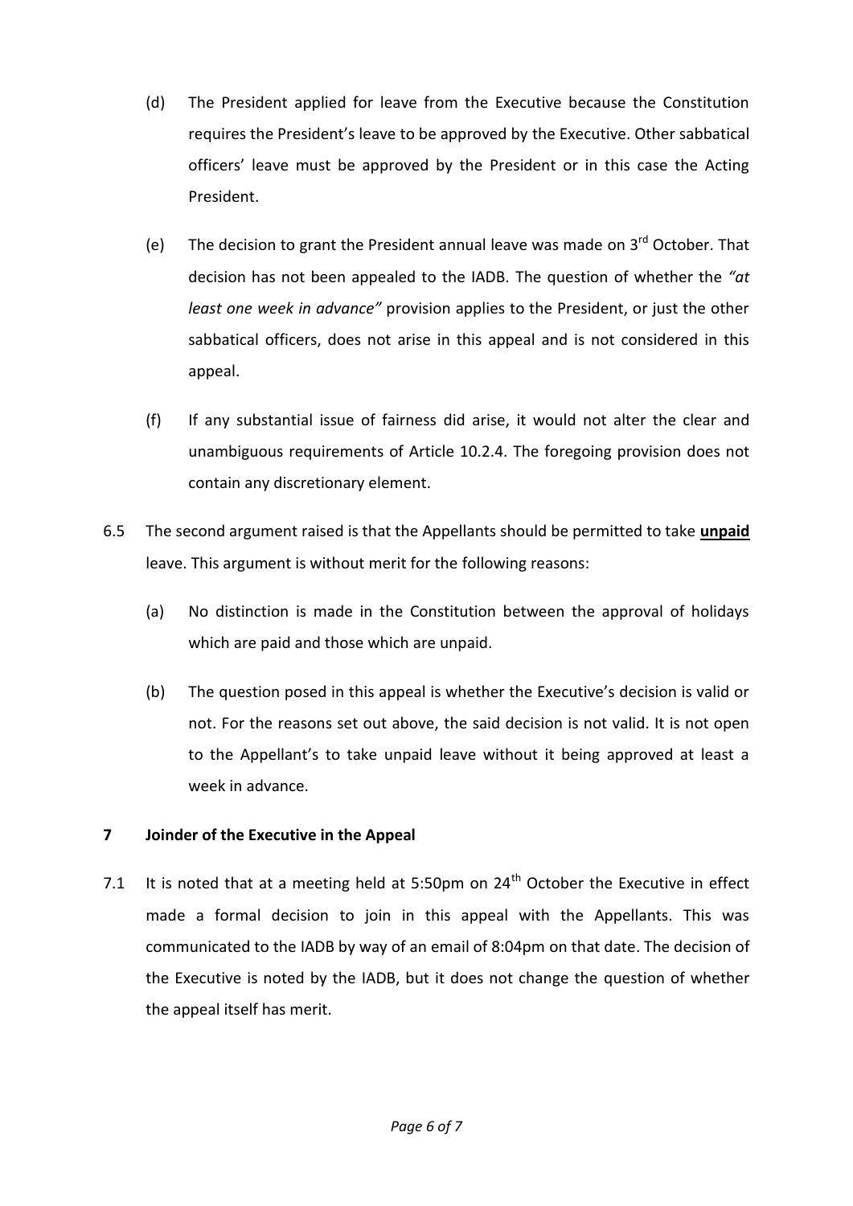(d) The President applied for leave from the Executive because the Constitution requires the President's leave to be approved by the Executive. Other sabbatical officers' leave must be approved by the President or in this case the Acting President.

(e) The decision to grant the President annual leave was made on 3rd October. That decision has not been appealed to the IADB. The question of whether the *"at least one week in advance"* provision applies to the President, or just the other sabbatical officers, does not arise in this appeal and is not considered in this appeal.

(f) If any substantial issue of fairness did arise, it would not alter the clear and unambiguous requirements of Article 10.2.4. The foregoing provision does not contain any discretionary element.

6.5 The second argument raised is that the Appellants should be permitted to take **unpaid** leave. This argument is without merit for the following reasons:

(a) No distinction is made in the Constitution between the approval of holidays which are paid and those which are unpaid.

(b) The question posed in this appeal is whether the Executive's decision is valid or not. For the reasons set out above, the said decision is not valid. It is not open to the Appellant's to take unpaid leave without it being approved at least a week in advance.

## 7 Joinder of the Executive in the Appeal

7.1 It is noted that at a meeting held at 5:50pm on 24th October the Executive in effect made a formal decision to join in this appeal with the Appellants. This was communicated to the IADB by way of an email of 8:04pm on that date. The decision of the Executive is noted by the IADB, but it does not change the question of whether the appeal itself has merit.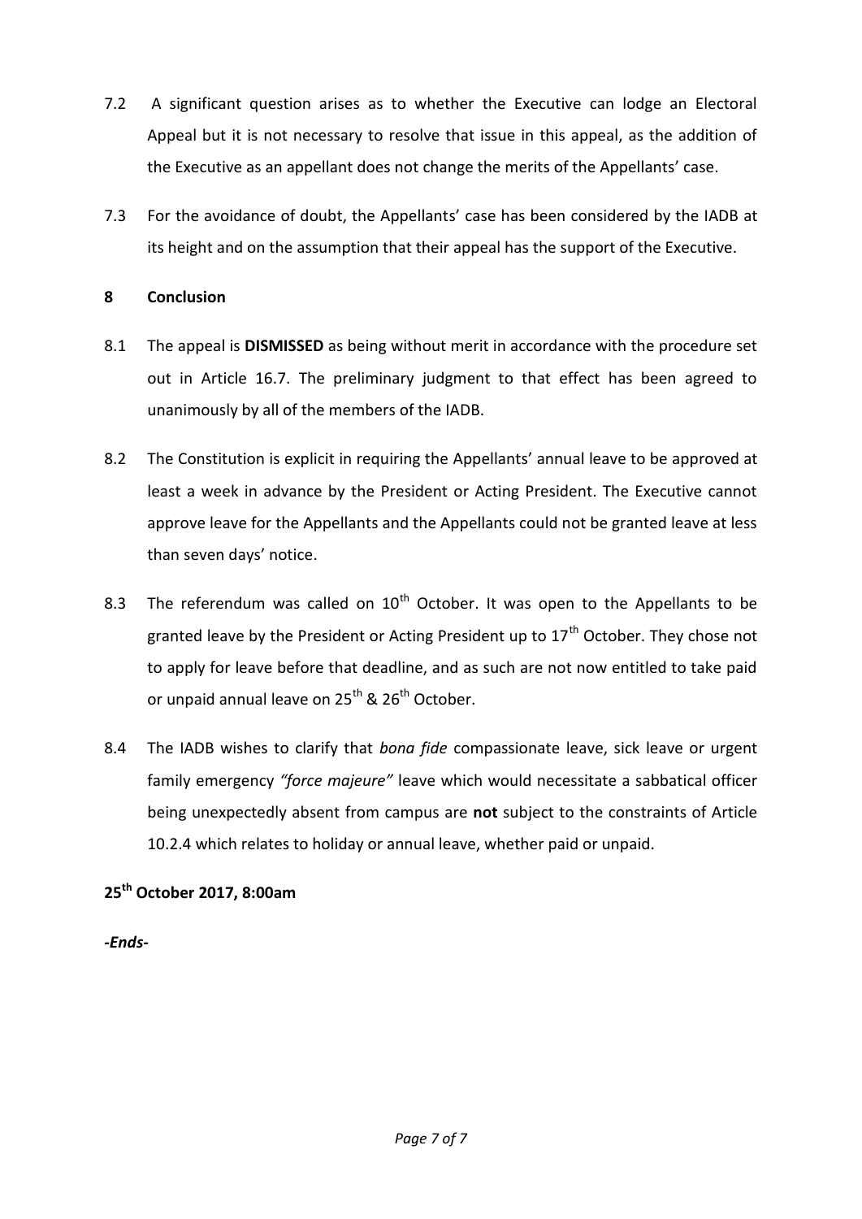7.2 A significant question arises as to whether the Executive can lodge an Electoral Appeal but it is not necessary to resolve that issue in this appeal, as the addition of the Executive as an appellant does not change the merits of the Appellants' case.

7.3 For the avoidance of doubt, the Appellants' case has been considered by the IADB at its height and on the assumption that their appeal has the support of the Executive.

## 8 Conclusion

8.1 The appeal is **DISMISSED** as being without merit in accordance with the procedure set out in Article 16.7. The preliminary judgment to that effect has been agreed to unanimously by all of the members of the IADB.

8.2 The Constitution is explicit in requiring the Appellants' annual leave to be approved at least a week in advance by the President or Acting President. The Executive cannot approve leave for the Appellants and the Appellants could not be granted leave at less than seven days' notice.

8.3 The referendum was called on 10th October. It was open to the Appellants to be granted leave by the President or Acting President up to 17th October. They chose not to apply for leave before that deadline, and as such are not now entitled to take paid or unpaid annual leave on 25th & 26th October.

8.4 The IADB wishes to clarify that *bona fide* compassionate leave, sick leave or urgent family emergency *"force majeure"* leave which would necessitate a sabbatical officer being unexpectedly absent from campus are **not** subject to the constraints of Article 10.2.4 which relates to holiday or annual leave, whether paid or unpaid.

**25th October 2017, 8:00am**

***-Ends-***